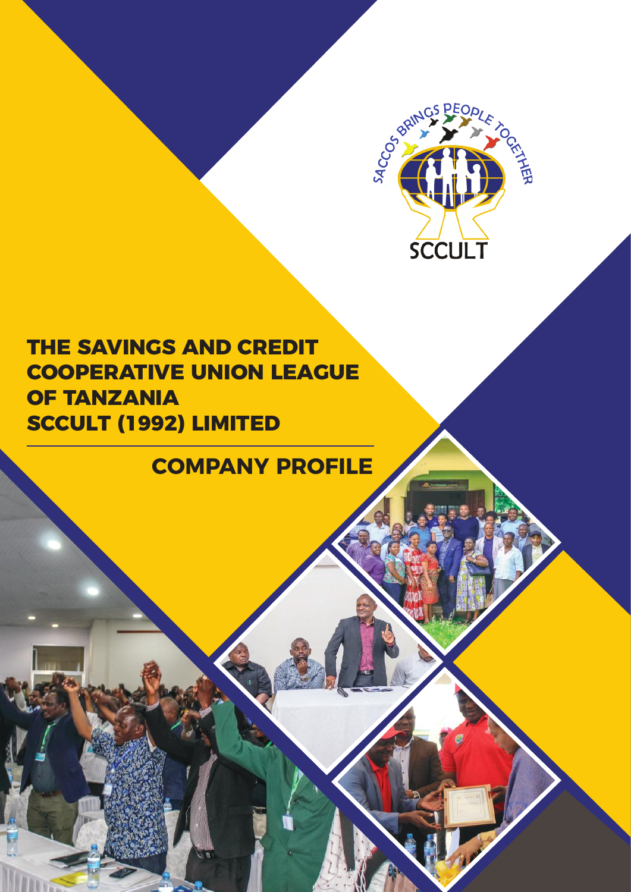SACCOS BRINGS PEOPLE TOGETHER

SCCULT

# THE SAVINGS AND CREDIT COOPERATIVE UNION LEAGUE OF TANZANIA SCCULT (1992) LIMITED

## COMPANY PROFILE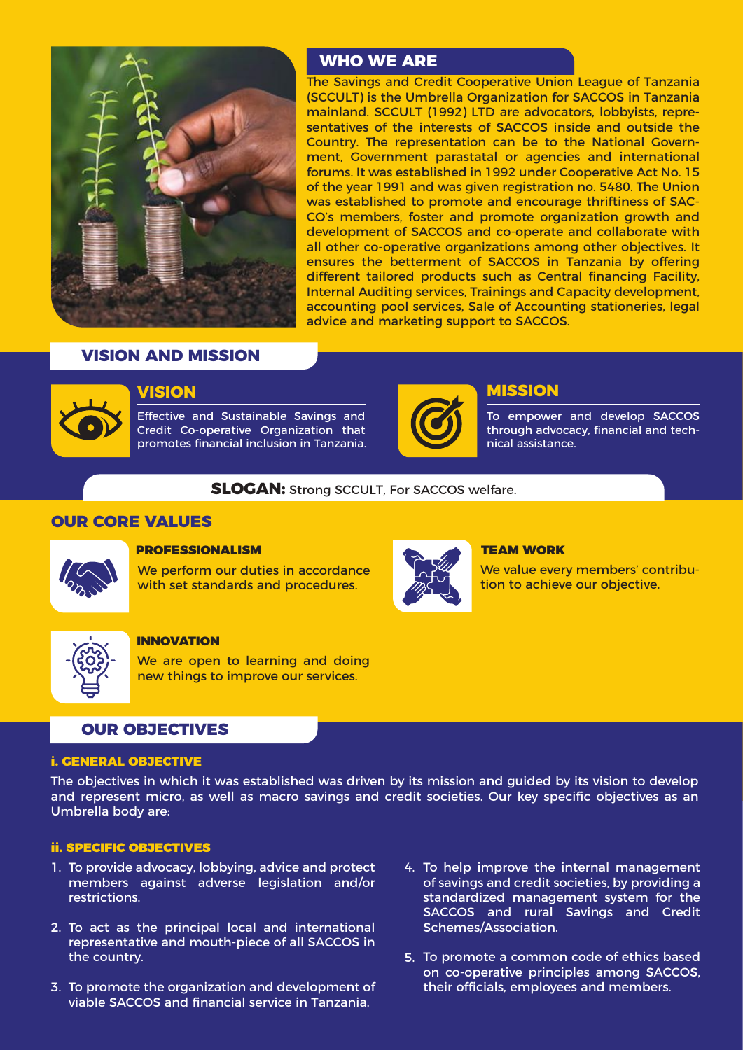## WHO WE ARE

The Savings and Credit Cooperative Union League of Tanzania (SCCULT) is the Umbrella Organization for SACCOS in Tanzania mainland. SCCULT (1992) LTD are advocators, lobbyists, representatives of the interests of SACCOS inside and outside the Country. The representation can be to the National Government, Government parastatal or agencies and international forums. It was established in 1992 under Cooperative Act No. 15 of the year 1991 and was given registration no. 5480. The Union was established to promote and encourage thriftiness of SACCO's members, foster and promote organization growth and development of SACCOS and co-operate and collaborate with all other co-operative organizations among other objectives. It ensures the betterment of SACCOS in Tanzania by offering different tailored products such as Central financing Facility, Internal Auditing services, Trainings and Capacity development, accounting pool services, Sale of Accounting stationeries, legal advice and marketing support to SACCOS.

## VISION AND MISSION

### VISION

Effective and Sustainable Savings and Credit Co-operative Organization that promotes financial inclusion in Tanzania.

### MISSION

To empower and develop SACCOS through advocacy, financial and technical assistance.

**SLOGAN:** Strong SCCULT, For SACCOS welfare.

## OUR CORE VALUES

### PROFESSIONALISM

We perform our duties in accordance with set standards and procedures.

### TEAM WORK

We value every members' contribution to achieve our objective.

### INNOVATION

We are open to learning and doing new things to improve our services.

## OUR OBJECTIVES

### i. GENERAL OBJECTIVE

The objectives in which it was established was driven by its mission and guided by its vision to develop and represent micro, as well as macro savings and credit societies. Our key specific objectives as an Umbrella body are:

### ii. SPECIFIC OBJECTIVES

1. To provide advocacy, lobbying, advice and protect members against adverse legislation and/or restrictions.
2. To act as the principal local and international representative and mouth-piece of all SACCOS in the country.
3. To promote the organization and development of viable SACCOS and financial service in Tanzania.
4. To help improve the internal management of savings and credit societies, by providing a standardized management system for the SACCOS and rural Savings and Credit Schemes/Association.
5. To promote a common code of ethics based on co-operative principles among SACCOS, their officials, employees and members.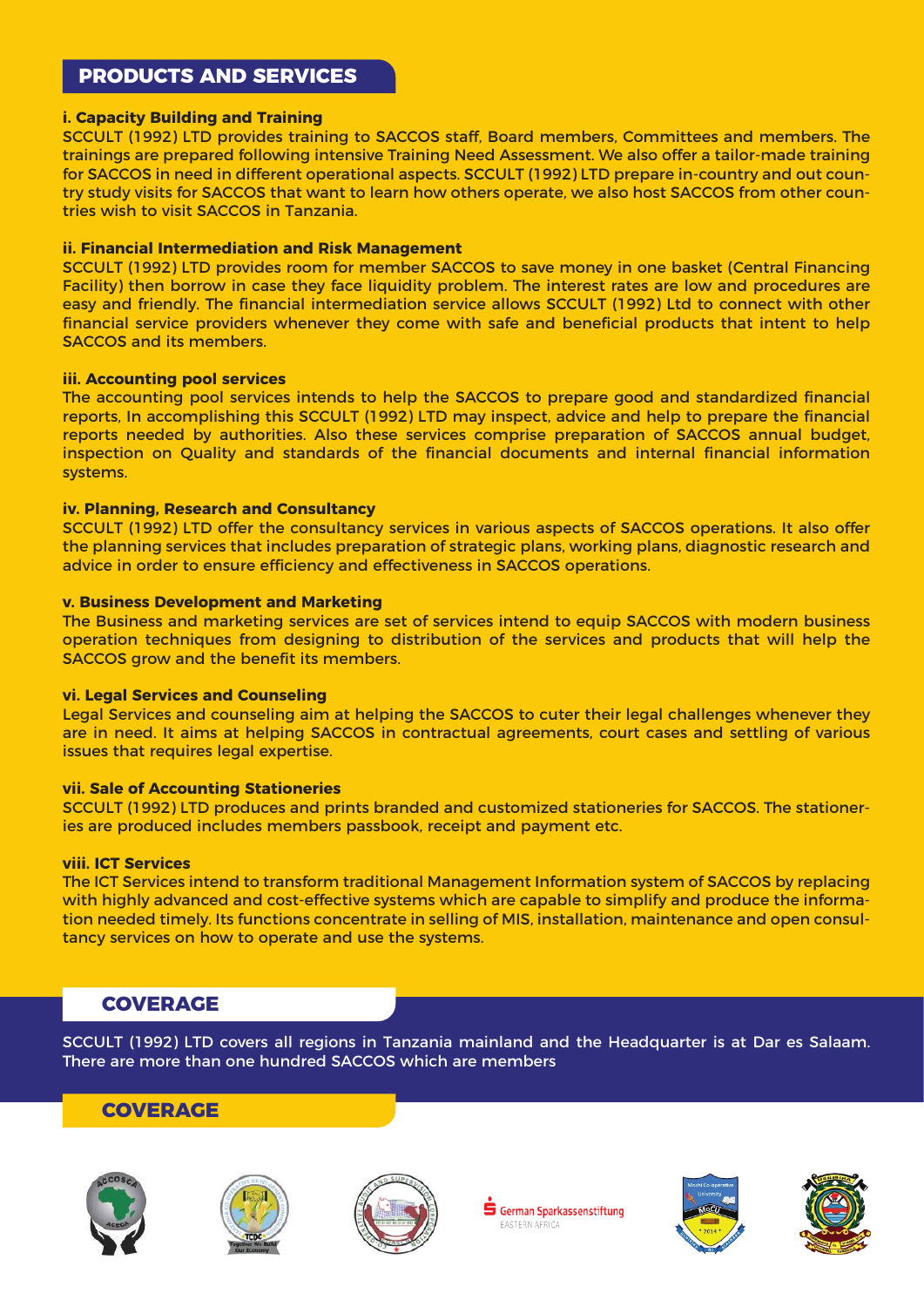## PRODUCTS AND SERVICES

**i. Capacity Building and Training**

SCCULT (1992) LTD provides training to SACCOS staff, Board members, Committees and members. The trainings are prepared following intensive Training Need Assessment. We also offer a tailor-made training for SACCOS in need in different operational aspects. SCCULT (1992) LTD prepare in-country and out country study visits for SACCOS that want to learn how others operate, we also host SACCOS from other countries wish to visit SACCOS in Tanzania.

**ii. Financial Intermediation and Risk Management**

SCCULT (1992) LTD provides room for member SACCOS to save money in one basket (Central Financing Facility) then borrow in case they face liquidity problem. The interest rates are low and procedures are easy and friendly. The financial intermediation service allows SCCULT (1992) Ltd to connect with other financial service providers whenever they come with safe and beneficial products that intent to help SACCOS and its members.

**iii. Accounting pool services**

The accounting pool services intends to help the SACCOS to prepare good and standardized financial reports, In accomplishing this SCCULT (1992) LTD may inspect, advice and help to prepare the financial reports needed by authorities. Also these services comprise preparation of SACCOS annual budget, inspection on Quality and standards of the financial documents and internal financial information systems.

**iv. Planning, Research and Consultancy**

SCCULT (1992) LTD offer the consultancy services in various aspects of SACCOS operations. It also offer the planning services that includes preparation of strategic plans, working plans, diagnostic research and advice in order to ensure efficiency and effectiveness in SACCOS operations.

**v. Business Development and Marketing**

The Business and marketing services are set of services intend to equip SACCOS with modern business operation techniques from designing to distribution of the services and products that will help the SACCOS grow and the benefit its members.

**vi. Legal Services and Counseling**

Legal Services and counseling aim at helping the SACCOS to cuter their legal challenges whenever they are in need. It aims at helping SACCOS in contractual agreements, court cases and settling of various issues that requires legal expertise.

**vii. Sale of Accounting Stationeries**

SCCULT (1992) LTD produces and prints branded and customized stationeries for SACCOS. The stationeries are produced includes members passbook, receipt and payment etc.

**viii. ICT Services**

The ICT Services intend to transform traditional Management Information system of SACCOS by replacing with highly advanced and cost-effective systems which are capable to simplify and produce the information needed timely. Its functions concentrate in selling of MIS, installation, maintenance and open consultancy services on how to operate and use the systems.

## COVERAGE

SCCULT (1992) LTD covers all regions in Tanzania mainland and the Headquarter is at Dar es Salaam. There are more than one hundred SACCOS which are members

## COVERAGE

German Sparkassenstiftung EASTERN AFRICA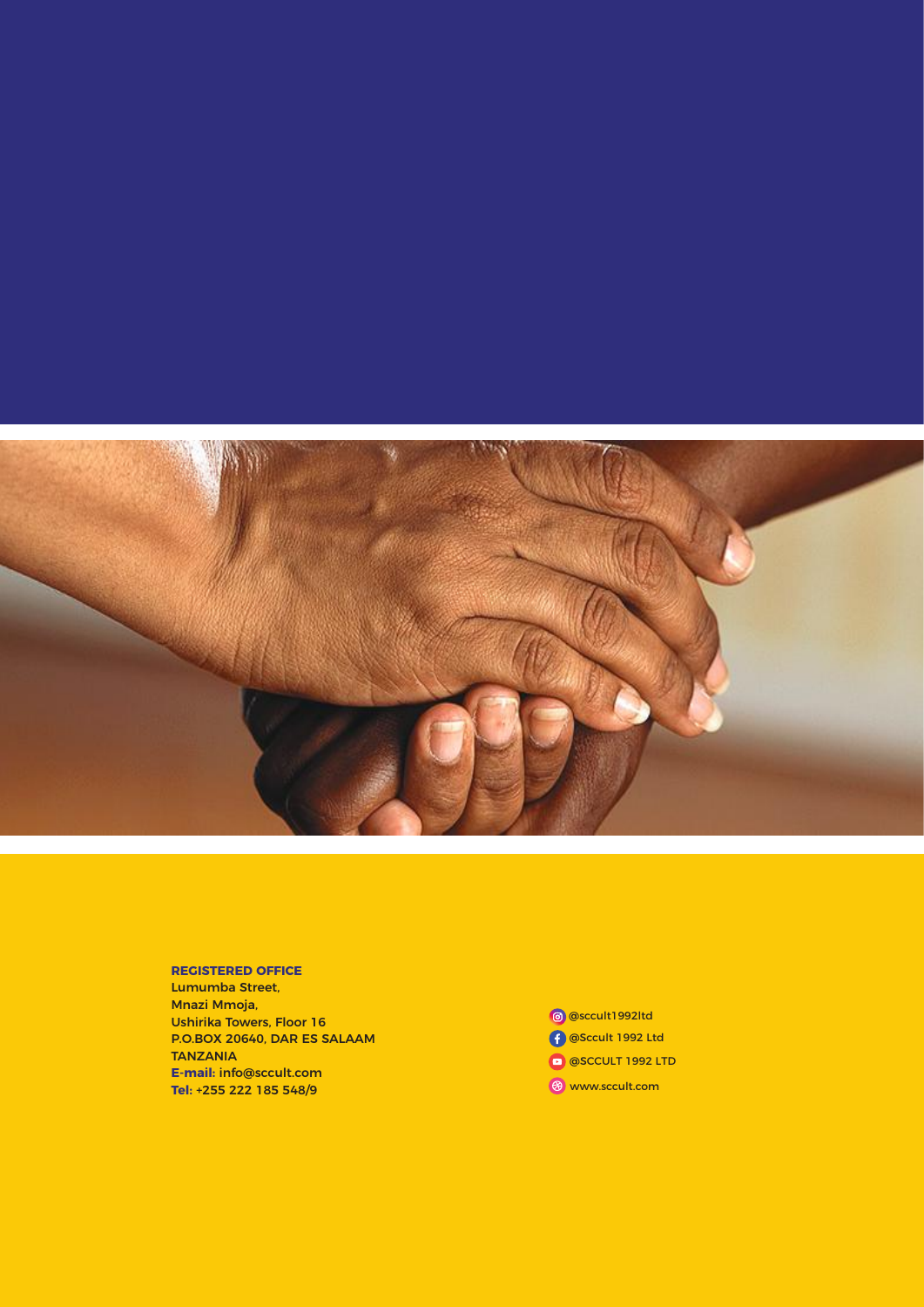**REGISTERED OFFICE**
Lumumba Street,
Mnazi Mmoja,
Ushirika Towers, Floor 16
P.O.BOX 20640, DAR ES SALAAM
TANZANIA
**E-mail:** info@sccult.com
**Tel:** +255 222 185 548/9

@sccult1992ltd
@Sccult 1992 Ltd
@SCCULT 1992 LTD
www.sccult.com